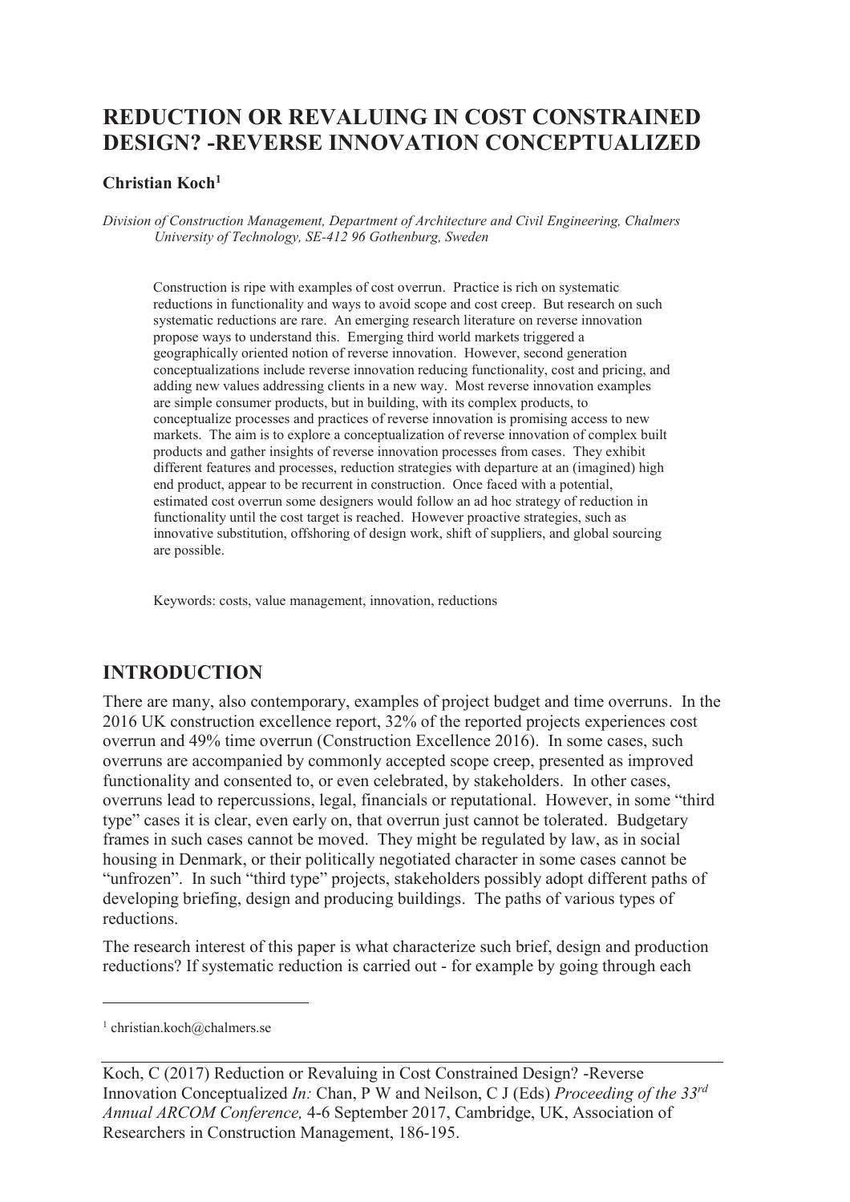# REDUCTION OR REVALUING IN COST CONSTRAINED DESIGN? -REVERSE INNOVATION CONCEPTUALIZED

**Christian Koch**[1]

*Division of Construction Management, Department of Architecture and Civil Engineering, Chalmers University of Technology, SE-412 96 Gothenburg, Sweden*

Construction is ripe with examples of cost overrun. Practice is rich on systematic reductions in functionality and ways to avoid scope and cost creep. But research on such systematic reductions are rare. An emerging research literature on reverse innovation propose ways to understand this. Emerging third world markets triggered a geographically oriented notion of reverse innovation. However, second generation conceptualizations include reverse innovation reducing functionality, cost and pricing, and adding new values addressing clients in a new way. Most reverse innovation examples are simple consumer products, but in building, with its complex products, to conceptualize processes and practices of reverse innovation is promising access to new markets. The aim is to explore a conceptualization of reverse innovation of complex built products and gather insights of reverse innovation processes from cases. They exhibit different features and processes, reduction strategies with departure at an (imagined) high end product, appear to be recurrent in construction. Once faced with a potential, estimated cost overrun some designers would follow an ad hoc strategy of reduction in functionality until the cost target is reached. However proactive strategies, such as innovative substitution, offshoring of design work, shift of suppliers, and global sourcing are possible.

Keywords: costs, value management, innovation, reductions

## INTRODUCTION

There are many, also contemporary, examples of project budget and time overruns. In the 2016 UK construction excellence report, 32% of the reported projects experiences cost overrun and 49% time overrun (Construction Excellence 2016). In some cases, such overruns are accompanied by commonly accepted scope creep, presented as improved functionality and consented to, or even celebrated, by stakeholders. In other cases, overruns lead to repercussions, legal, financials or reputational. However, in some "third type" cases it is clear, even early on, that overrun just cannot be tolerated. Budgetary frames in such cases cannot be moved. They might be regulated by law, as in social housing in Denmark, or their politically negotiated character in some cases cannot be "unfrozen". In such "third type" projects, stakeholders possibly adopt different paths of developing briefing, design and producing buildings. The paths of various types of reductions.

The research interest of this paper is what characterize such brief, design and production reductions? If systematic reduction is carried out - for example by going through each

[1] christian.koch@chalmers.se

Koch, C (2017) Reduction or Revaluing in Cost Constrained Design? -Reverse Innovation Conceptualized *In:* Chan, P W and Neilson, C J (Eds) *Proceeding of the 33rd Annual ARCOM Conference,* 4-6 September 2017, Cambridge, UK, Association of Researchers in Construction Management, 186-195.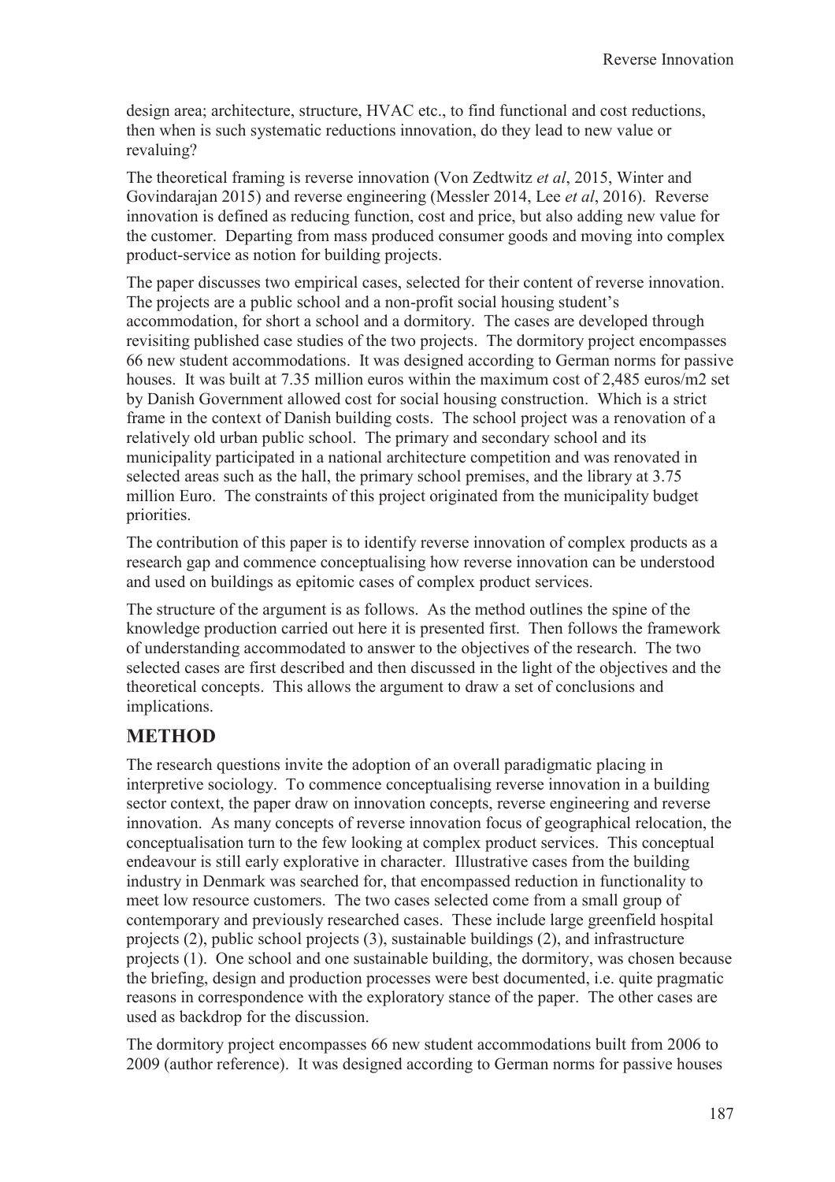design area; architecture, structure, HVAC etc., to find functional and cost reductions, then when is such systematic reductions innovation, do they lead to new value or revaluing?

The theoretical framing is reverse innovation (Von Zedtwitz *et al*, 2015, Winter and Govindarajan 2015) and reverse engineering (Messler 2014, Lee *et al*, 2016). Reverse innovation is defined as reducing function, cost and price, but also adding new value for the customer. Departing from mass produced consumer goods and moving into complex product-service as notion for building projects.

The paper discusses two empirical cases, selected for their content of reverse innovation. The projects are a public school and a non-profit social housing student's accommodation, for short a school and a dormitory. The cases are developed through revisiting published case studies of the two projects. The dormitory project encompasses 66 new student accommodations. It was designed according to German norms for passive houses. It was built at 7.35 million euros within the maximum cost of 2,485 euros/m2 set by Danish Government allowed cost for social housing construction. Which is a strict frame in the context of Danish building costs. The school project was a renovation of a relatively old urban public school. The primary and secondary school and its municipality participated in a national architecture competition and was renovated in selected areas such as the hall, the primary school premises, and the library at 3.75 million Euro. The constraints of this project originated from the municipality budget priorities.

The contribution of this paper is to identify reverse innovation of complex products as a research gap and commence conceptualising how reverse innovation can be understood and used on buildings as epitomic cases of complex product services.

The structure of the argument is as follows. As the method outlines the spine of the knowledge production carried out here it is presented first. Then follows the framework of understanding accommodated to answer to the objectives of the research. The two selected cases are first described and then discussed in the light of the objectives and the theoretical concepts. This allows the argument to draw a set of conclusions and implications.

## METHOD

The research questions invite the adoption of an overall paradigmatic placing in interpretive sociology. To commence conceptualising reverse innovation in a building sector context, the paper draw on innovation concepts, reverse engineering and reverse innovation. As many concepts of reverse innovation focus of geographical relocation, the conceptualisation turn to the few looking at complex product services. This conceptual endeavour is still early explorative in character. Illustrative cases from the building industry in Denmark was searched for, that encompassed reduction in functionality to meet low resource customers. The two cases selected come from a small group of contemporary and previously researched cases. These include large greenfield hospital projects (2), public school projects (3), sustainable buildings (2), and infrastructure projects (1). One school and one sustainable building, the dormitory, was chosen because the briefing, design and production processes were best documented, i.e. quite pragmatic reasons in correspondence with the exploratory stance of the paper. The other cases are used as backdrop for the discussion.

The dormitory project encompasses 66 new student accommodations built from 2006 to 2009 (author reference). It was designed according to German norms for passive houses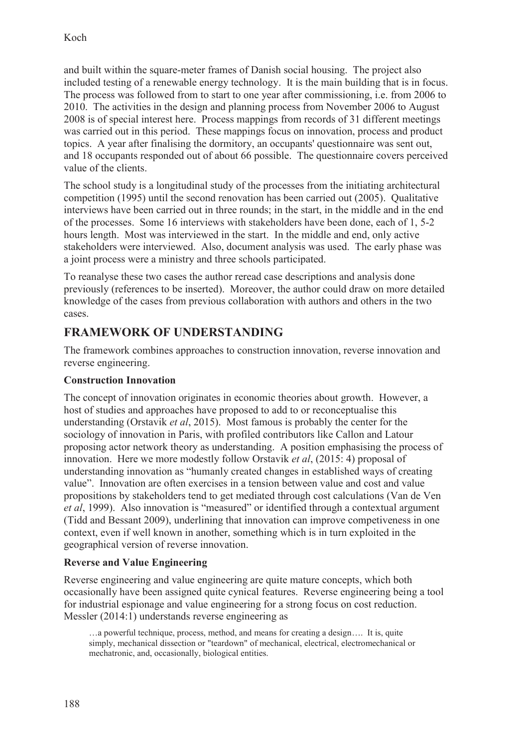and built within the square-meter frames of Danish social housing. The project also included testing of a renewable energy technology. It is the main building that is in focus. The process was followed from to start to one year after commissioning, i.e. from 2006 to 2010. The activities in the design and planning process from November 2006 to August 2008 is of special interest here. Process mappings from records of 31 different meetings was carried out in this period. These mappings focus on innovation, process and product topics. A year after finalising the dormitory, an occupants' questionnaire was sent out, and 18 occupants responded out of about 66 possible. The questionnaire covers perceived value of the clients.

The school study is a longitudinal study of the processes from the initiating architectural competition (1995) until the second renovation has been carried out (2005). Qualitative interviews have been carried out in three rounds; in the start, in the middle and in the end of the processes. Some 16 interviews with stakeholders have been done, each of 1, 5-2 hours length. Most was interviewed in the start. In the middle and end, only active stakeholders were interviewed. Also, document analysis was used. The early phase was a joint process were a ministry and three schools participated.

To reanalyse these two cases the author reread case descriptions and analysis done previously (references to be inserted). Moreover, the author could draw on more detailed knowledge of the cases from previous collaboration with authors and others in the two cases.

## FRAMEWORK OF UNDERSTANDING

The framework combines approaches to construction innovation, reverse innovation and reverse engineering.

### Construction Innovation

The concept of innovation originates in economic theories about growth. However, a host of studies and approaches have proposed to add to or reconceptualise this understanding (Orstavik *et al*, 2015). Most famous is probably the center for the sociology of innovation in Paris, with profiled contributors like Callon and Latour proposing actor network theory as understanding. A position emphasising the process of innovation. Here we more modestly follow Orstavik *et al*, (2015: 4) proposal of understanding innovation as "humanly created changes in established ways of creating value". Innovation are often exercises in a tension between value and cost and value propositions by stakeholders tend to get mediated through cost calculations (Van de Ven *et al*, 1999). Also innovation is "measured" or identified through a contextual argument (Tidd and Bessant 2009), underlining that innovation can improve competiveness in one context, even if well known in another, something which is in turn exploited in the geographical version of reverse innovation.

### Reverse and Value Engineering

Reverse engineering and value engineering are quite mature concepts, which both occasionally have been assigned quite cynical features. Reverse engineering being a tool for industrial espionage and value engineering for a strong focus on cost reduction. Messler (2014:1) understands reverse engineering as

> …a powerful technique, process, method, and means for creating a design…. It is, quite simply, mechanical dissection or "teardown" of mechanical, electrical, electromechanical or mechatronic, and, occasionally, biological entities.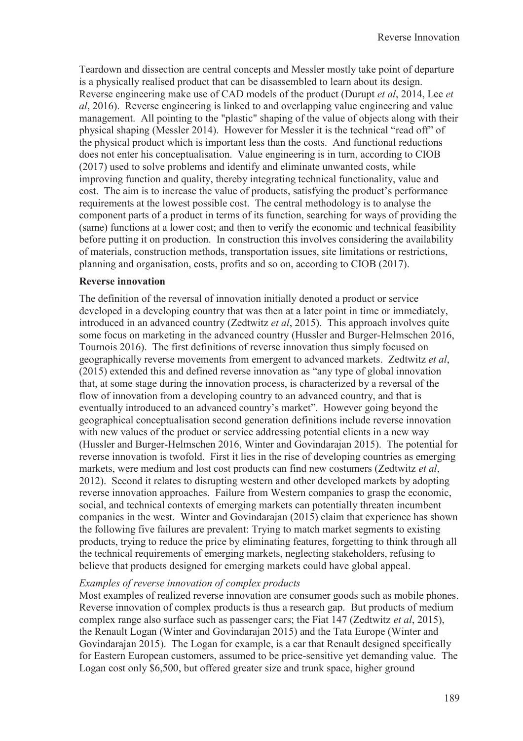Teardown and dissection are central concepts and Messler mostly take point of departure is a physically realised product that can be disassembled to learn about its design. Reverse engineering make use of CAD models of the product (Durupt *et al*, 2014, Lee *et al*, 2016). Reverse engineering is linked to and overlapping value engineering and value management. All pointing to the "plastic" shaping of the value of objects along with their physical shaping (Messler 2014). However for Messler it is the technical "read off" of the physical product which is important less than the costs. And functional reductions does not enter his conceptualisation. Value engineering is in turn, according to CIOB (2017) used to solve problems and identify and eliminate unwanted costs, while improving function and quality, thereby integrating technical functionality, value and cost. The aim is to increase the value of products, satisfying the product's performance requirements at the lowest possible cost. The central methodology is to analyse the component parts of a product in terms of its function, searching for ways of providing the (same) functions at a lower cost; and then to verify the economic and technical feasibility before putting it on production. In construction this involves considering the availability of materials, construction methods, transportation issues, site limitations or restrictions, planning and organisation, costs, profits and so on, according to CIOB (2017).

**Reverse innovation**

The definition of the reversal of innovation initially denoted a product or service developed in a developing country that was then at a later point in time or immediately, introduced in an advanced country (Zedtwitz *et al*, 2015). This approach involves quite some focus on marketing in the advanced country (Hussler and Burger-Helmschen 2016, Tournois 2016). The first definitions of reverse innovation thus simply focused on geographically reverse movements from emergent to advanced markets. Zedtwitz *et al*, (2015) extended this and defined reverse innovation as "any type of global innovation that, at some stage during the innovation process, is characterized by a reversal of the flow of innovation from a developing country to an advanced country, and that is eventually introduced to an advanced country's market". However going beyond the geographical conceptualisation second generation definitions include reverse innovation with new values of the product or service addressing potential clients in a new way (Hussler and Burger-Helmschen 2016, Winter and Govindarajan 2015). The potential for reverse innovation is twofold. First it lies in the rise of developing countries as emerging markets, were medium and lost cost products can find new costumers (Zedtwitz *et al*, 2012). Second it relates to disrupting western and other developed markets by adopting reverse innovation approaches. Failure from Western companies to grasp the economic, social, and technical contexts of emerging markets can potentially threaten incumbent companies in the west. Winter and Govindarajan (2015) claim that experience has shown the following five failures are prevalent: Trying to match market segments to existing products, trying to reduce the price by eliminating features, forgetting to think through all the technical requirements of emerging markets, neglecting stakeholders, refusing to believe that products designed for emerging markets could have global appeal.

*Examples of reverse innovation of complex products*

Most examples of realized reverse innovation are consumer goods such as mobile phones. Reverse innovation of complex products is thus a research gap. But products of medium complex range also surface such as passenger cars; the Fiat 147 (Zedtwitz *et al*, 2015), the Renault Logan (Winter and Govindarajan 2015) and the Tata Europe (Winter and Govindarajan 2015). The Logan for example, is a car that Renault designed specifically for Eastern European customers, assumed to be price-sensitive yet demanding value. The Logan cost only \$6,500, but offered greater size and trunk space, higher ground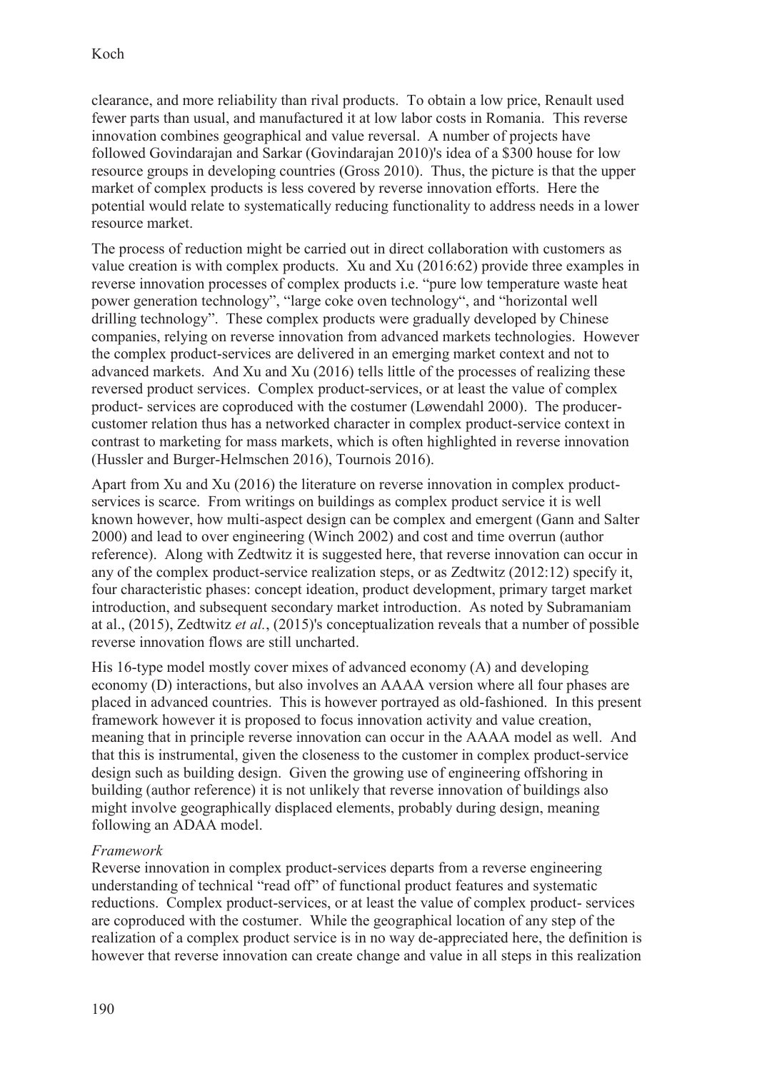clearance, and more reliability than rival products. To obtain a low price, Renault used fewer parts than usual, and manufactured it at low labor costs in Romania. This reverse innovation combines geographical and value reversal. A number of projects have followed Govindarajan and Sarkar (Govindarajan 2010)'s idea of a \$300 house for low resource groups in developing countries (Gross 2010). Thus, the picture is that the upper market of complex products is less covered by reverse innovation efforts. Here the potential would relate to systematically reducing functionality to address needs in a lower resource market.

The process of reduction might be carried out in direct collaboration with customers as value creation is with complex products. Xu and Xu (2016:62) provide three examples in reverse innovation processes of complex products i.e. "pure low temperature waste heat power generation technology", "large coke oven technology", and "horizontal well drilling technology". These complex products were gradually developed by Chinese companies, relying on reverse innovation from advanced markets technologies. However the complex product-services are delivered in an emerging market context and not to advanced markets. And Xu and Xu (2016) tells little of the processes of realizing these reversed product services. Complex product-services, or at least the value of complex product- services are coproduced with the costumer (Løwendahl 2000). The producer-customer relation thus has a networked character in complex product-service context in contrast to marketing for mass markets, which is often highlighted in reverse innovation (Hussler and Burger-Helmschen 2016), Tournois 2016).

Apart from Xu and Xu (2016) the literature on reverse innovation in complex product-services is scarce. From writings on buildings as complex product service it is well known however, how multi-aspect design can be complex and emergent (Gann and Salter 2000) and lead to over engineering (Winch 2002) and cost and time overrun (author reference). Along with Zedtwitz it is suggested here, that reverse innovation can occur in any of the complex product-service realization steps, or as Zedtwitz (2012:12) specify it, four characteristic phases: concept ideation, product development, primary target market introduction, and subsequent secondary market introduction. As noted by Subramaniam at al., (2015), Zedtwitz *et al.*, (2015)'s conceptualization reveals that a number of possible reverse innovation flows are still uncharted.

His 16-type model mostly cover mixes of advanced economy (A) and developing economy (D) interactions, but also involves an AAAA version where all four phases are placed in advanced countries. This is however portrayed as old-fashioned. In this present framework however it is proposed to focus innovation activity and value creation, meaning that in principle reverse innovation can occur in the AAAA model as well. And that this is instrumental, given the closeness to the customer in complex product-service design such as building design. Given the growing use of engineering offshoring in building (author reference) it is not unlikely that reverse innovation of buildings also might involve geographically displaced elements, probably during design, meaning following an ADAA model.

*Framework*

Reverse innovation in complex product-services departs from a reverse engineering understanding of technical "read off" of functional product features and systematic reductions. Complex product-services, or at least the value of complex product- services are coproduced with the costumer. While the geographical location of any step of the realization of a complex product service is in no way de-appreciated here, the definition is however that reverse innovation can create change and value in all steps in this realization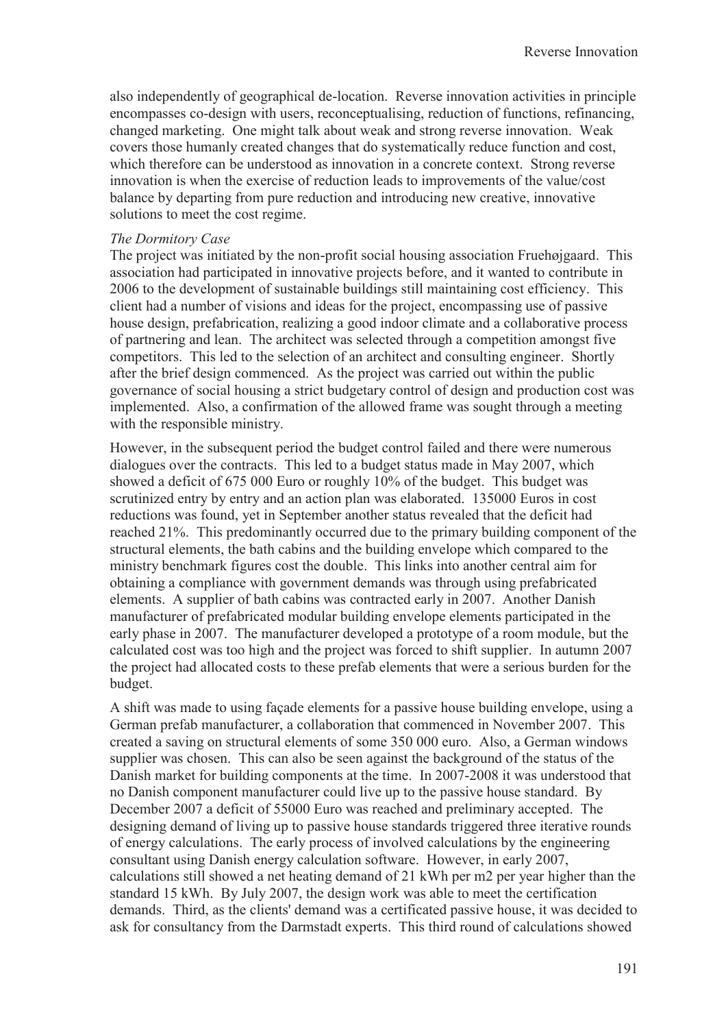also independently of geographical de-location. Reverse innovation activities in principle encompasses co-design with users, reconceptualising, reduction of functions, refinancing, changed marketing. One might talk about weak and strong reverse innovation. Weak covers those humanly created changes that do systematically reduce function and cost, which therefore can be understood as innovation in a concrete context. Strong reverse innovation is when the exercise of reduction leads to improvements of the value/cost balance by departing from pure reduction and introducing new creative, innovative solutions to meet the cost regime.

*The Dormitory Case*

The project was initiated by the non-profit social housing association Fruehøjgaard. This association had participated in innovative projects before, and it wanted to contribute in 2006 to the development of sustainable buildings still maintaining cost efficiency. This client had a number of visions and ideas for the project, encompassing use of passive house design, prefabrication, realizing a good indoor climate and a collaborative process of partnering and lean. The architect was selected through a competition amongst five competitors. This led to the selection of an architect and consulting engineer. Shortly after the brief design commenced. As the project was carried out within the public governance of social housing a strict budgetary control of design and production cost was implemented. Also, a confirmation of the allowed frame was sought through a meeting with the responsible ministry.

However, in the subsequent period the budget control failed and there were numerous dialogues over the contracts. This led to a budget status made in May 2007, which showed a deficit of 675 000 Euro or roughly 10% of the budget. This budget was scrutinized entry by entry and an action plan was elaborated. 135000 Euros in cost reductions was found, yet in September another status revealed that the deficit had reached 21%. This predominantly occurred due to the primary building component of the structural elements, the bath cabins and the building envelope which compared to the ministry benchmark figures cost the double. This links into another central aim for obtaining a compliance with government demands was through using prefabricated elements. A supplier of bath cabins was contracted early in 2007. Another Danish manufacturer of prefabricated modular building envelope elements participated in the early phase in 2007. The manufacturer developed a prototype of a room module, but the calculated cost was too high and the project was forced to shift supplier. In autumn 2007 the project had allocated costs to these prefab elements that were a serious burden for the budget.

A shift was made to using façade elements for a passive house building envelope, using a German prefab manufacturer, a collaboration that commenced in November 2007. This created a saving on structural elements of some 350 000 euro. Also, a German windows supplier was chosen. This can also be seen against the background of the status of the Danish market for building components at the time. In 2007-2008 it was understood that no Danish component manufacturer could live up to the passive house standard. By December 2007 a deficit of 55000 Euro was reached and preliminary accepted. The designing demand of living up to passive house standards triggered three iterative rounds of energy calculations. The early process of involved calculations by the engineering consultant using Danish energy calculation software. However, in early 2007, calculations still showed a net heating demand of 21 kWh per m2 per year higher than the standard 15 kWh. By July 2007, the design work was able to meet the certification demands. Third, as the clients' demand was a certificated passive house, it was decided to ask for consultancy from the Darmstadt experts. This third round of calculations showed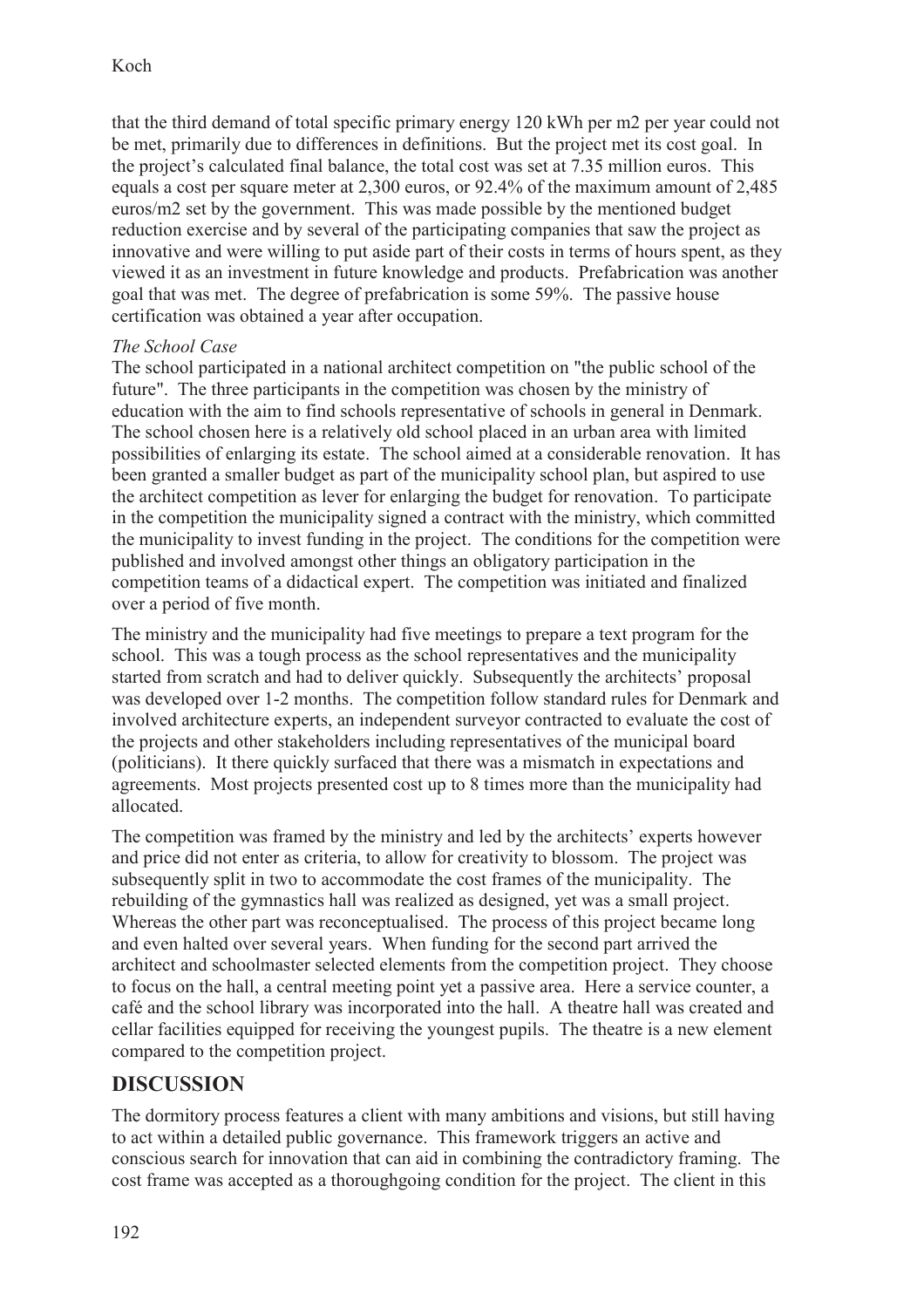that the third demand of total specific primary energy 120 kWh per m2 per year could not be met, primarily due to differences in definitions. But the project met its cost goal. In the project's calculated final balance, the total cost was set at 7.35 million euros. This equals a cost per square meter at 2,300 euros, or 92.4% of the maximum amount of 2,485 euros/m2 set by the government. This was made possible by the mentioned budget reduction exercise and by several of the participating companies that saw the project as innovative and were willing to put aside part of their costs in terms of hours spent, as they viewed it as an investment in future knowledge and products. Prefabrication was another goal that was met. The degree of prefabrication is some 59%. The passive house certification was obtained a year after occupation.

*The School Case*

The school participated in a national architect competition on "the public school of the future". The three participants in the competition was chosen by the ministry of education with the aim to find schools representative of schools in general in Denmark. The school chosen here is a relatively old school placed in an urban area with limited possibilities of enlarging its estate. The school aimed at a considerable renovation. It has been granted a smaller budget as part of the municipality school plan, but aspired to use the architect competition as lever for enlarging the budget for renovation. To participate in the competition the municipality signed a contract with the ministry, which committed the municipality to invest funding in the project. The conditions for the competition were published and involved amongst other things an obligatory participation in the competition teams of a didactical expert. The competition was initiated and finalized over a period of five month.

The ministry and the municipality had five meetings to prepare a text program for the school. This was a tough process as the school representatives and the municipality started from scratch and had to deliver quickly. Subsequently the architects' proposal was developed over 1-2 months. The competition follow standard rules for Denmark and involved architecture experts, an independent surveyor contracted to evaluate the cost of the projects and other stakeholders including representatives of the municipal board (politicians). It there quickly surfaced that there was a mismatch in expectations and agreements. Most projects presented cost up to 8 times more than the municipality had allocated.

The competition was framed by the ministry and led by the architects' experts however and price did not enter as criteria, to allow for creativity to blossom. The project was subsequently split in two to accommodate the cost frames of the municipality. The rebuilding of the gymnastics hall was realized as designed, yet was a small project. Whereas the other part was reconceptualised. The process of this project became long and even halted over several years. When funding for the second part arrived the architect and schoolmaster selected elements from the competition project. They choose to focus on the hall, a central meeting point yet a passive area. Here a service counter, a café and the school library was incorporated into the hall. A theatre hall was created and cellar facilities equipped for receiving the youngest pupils. The theatre is a new element compared to the competition project.

## DISCUSSION

The dormitory process features a client with many ambitions and visions, but still having to act within a detailed public governance. This framework triggers an active and conscious search for innovation that can aid in combining the contradictory framing. The cost frame was accepted as a thoroughgoing condition for the project. The client in this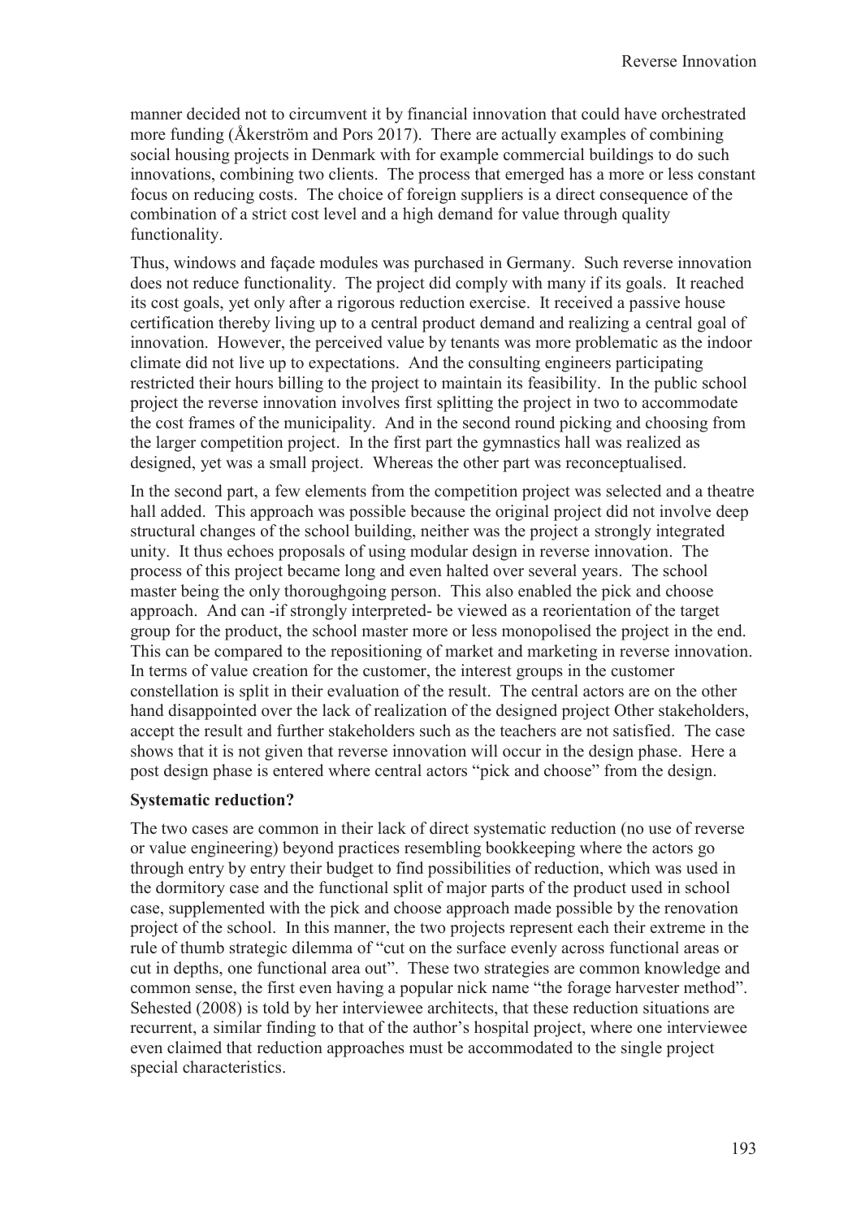manner decided not to circumvent it by financial innovation that could have orchestrated more funding (Åkerström and Pors 2017). There are actually examples of combining social housing projects in Denmark with for example commercial buildings to do such innovations, combining two clients. The process that emerged has a more or less constant focus on reducing costs. The choice of foreign suppliers is a direct consequence of the combination of a strict cost level and a high demand for value through quality functionality.

Thus, windows and façade modules was purchased in Germany. Such reverse innovation does not reduce functionality. The project did comply with many if its goals. It reached its cost goals, yet only after a rigorous reduction exercise. It received a passive house certification thereby living up to a central product demand and realizing a central goal of innovation. However, the perceived value by tenants was more problematic as the indoor climate did not live up to expectations. And the consulting engineers participating restricted their hours billing to the project to maintain its feasibility. In the public school project the reverse innovation involves first splitting the project in two to accommodate the cost frames of the municipality. And in the second round picking and choosing from the larger competition project. In the first part the gymnastics hall was realized as designed, yet was a small project. Whereas the other part was reconceptualised.

In the second part, a few elements from the competition project was selected and a theatre hall added. This approach was possible because the original project did not involve deep structural changes of the school building, neither was the project a strongly integrated unity. It thus echoes proposals of using modular design in reverse innovation. The process of this project became long and even halted over several years. The school master being the only thoroughgoing person. This also enabled the pick and choose approach. And can -if strongly interpreted- be viewed as a reorientation of the target group for the product, the school master more or less monopolised the project in the end. This can be compared to the repositioning of market and marketing in reverse innovation. In terms of value creation for the customer, the interest groups in the customer constellation is split in their evaluation of the result. The central actors are on the other hand disappointed over the lack of realization of the designed project Other stakeholders, accept the result and further stakeholders such as the teachers are not satisfied. The case shows that it is not given that reverse innovation will occur in the design phase. Here a post design phase is entered where central actors "pick and choose" from the design.

**Systematic reduction?**

The two cases are common in their lack of direct systematic reduction (no use of reverse or value engineering) beyond practices resembling bookkeeping where the actors go through entry by entry their budget to find possibilities of reduction, which was used in the dormitory case and the functional split of major parts of the product used in school case, supplemented with the pick and choose approach made possible by the renovation project of the school. In this manner, the two projects represent each their extreme in the rule of thumb strategic dilemma of "cut on the surface evenly across functional areas or cut in depths, one functional area out". These two strategies are common knowledge and common sense, the first even having a popular nick name "the forage harvester method". Sehested (2008) is told by her interviewee architects, that these reduction situations are recurrent, a similar finding to that of the author's hospital project, where one interviewee even claimed that reduction approaches must be accommodated to the single project special characteristics.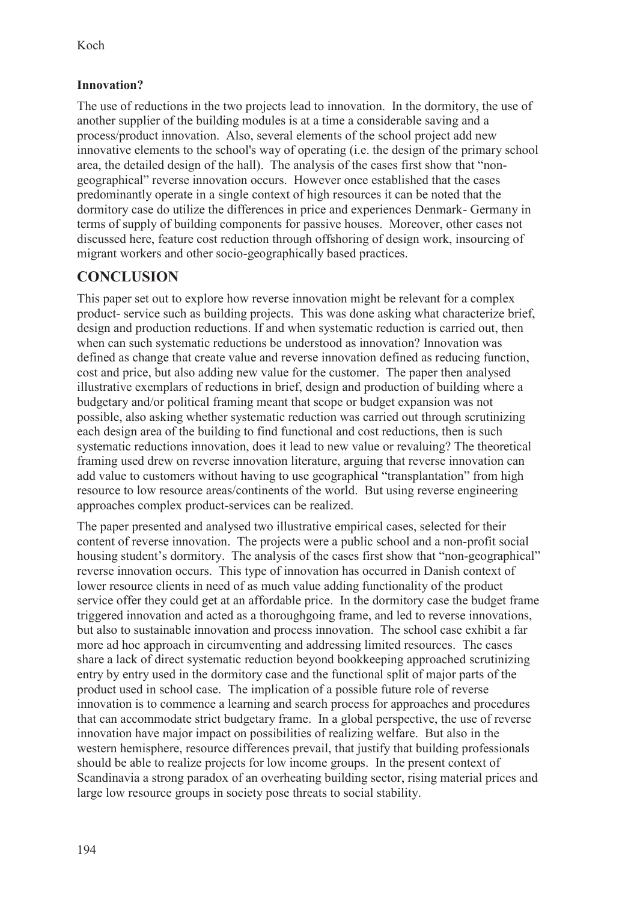**Innovation?**

The use of reductions in the two projects lead to innovation. In the dormitory, the use of another supplier of the building modules is at a time a considerable saving and a process/product innovation. Also, several elements of the school project add new innovative elements to the school's way of operating (i.e. the design of the primary school area, the detailed design of the hall). The analysis of the cases first show that "non-geographical" reverse innovation occurs. However once established that the cases predominantly operate in a single context of high resources it can be noted that the dormitory case do utilize the differences in price and experiences Denmark- Germany in terms of supply of building components for passive houses. Moreover, other cases not discussed here, feature cost reduction through offshoring of design work, insourcing of migrant workers and other socio-geographically based practices.

## CONCLUSION

This paper set out to explore how reverse innovation might be relevant for a complex product- service such as building projects. This was done asking what characterize brief, design and production reductions. If and when systematic reduction is carried out, then when can such systematic reductions be understood as innovation? Innovation was defined as change that create value and reverse innovation defined as reducing function, cost and price, but also adding new value for the customer. The paper then analysed illustrative exemplars of reductions in brief, design and production of building where a budgetary and/or political framing meant that scope or budget expansion was not possible, also asking whether systematic reduction was carried out through scrutinizing each design area of the building to find functional and cost reductions, then is such systematic reductions innovation, does it lead to new value or revaluing? The theoretical framing used drew on reverse innovation literature, arguing that reverse innovation can add value to customers without having to use geographical "transplantation" from high resource to low resource areas/continents of the world. But using reverse engineering approaches complex product-services can be realized.

The paper presented and analysed two illustrative empirical cases, selected for their content of reverse innovation. The projects were a public school and a non-profit social housing student's dormitory. The analysis of the cases first show that "non-geographical" reverse innovation occurs. This type of innovation has occurred in Danish context of lower resource clients in need of as much value adding functionality of the product service offer they could get at an affordable price. In the dormitory case the budget frame triggered innovation and acted as a thoroughgoing frame, and led to reverse innovations, but also to sustainable innovation and process innovation. The school case exhibit a far more ad hoc approach in circumventing and addressing limited resources. The cases share a lack of direct systematic reduction beyond bookkeeping approached scrutinizing entry by entry used in the dormitory case and the functional split of major parts of the product used in school case. The implication of a possible future role of reverse innovation is to commence a learning and search process for approaches and procedures that can accommodate strict budgetary frame. In a global perspective, the use of reverse innovation have major impact on possibilities of realizing welfare. But also in the western hemisphere, resource differences prevail, that justify that building professionals should be able to realize projects for low income groups. In the present context of Scandinavia a strong paradox of an overheating building sector, rising material prices and large low resource groups in society pose threats to social stability.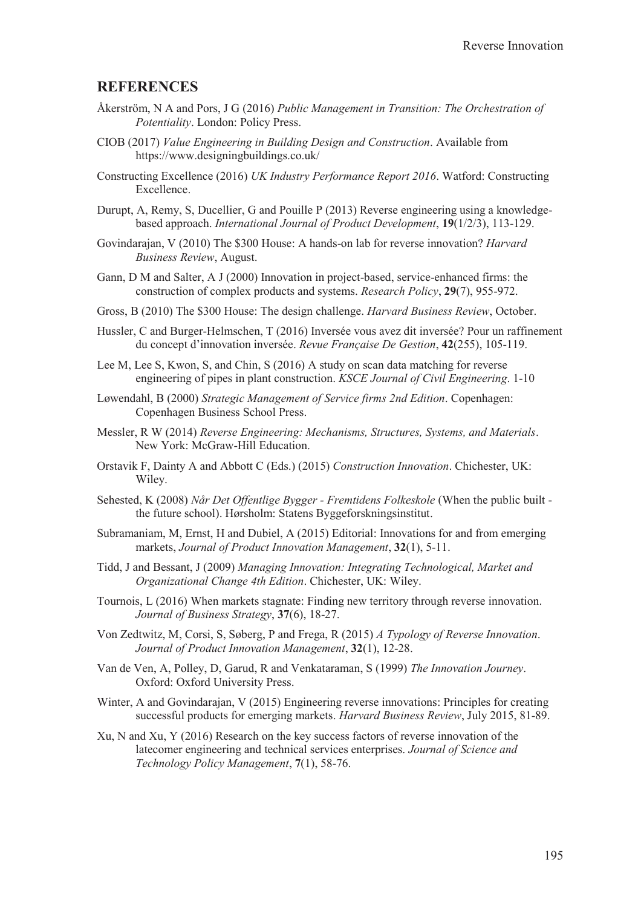## REFERENCES

Åkerström, N A and Pors, J G (2016) *Public Management in Transition: The Orchestration of Potentiality*. London: Policy Press.

CIOB (2017) *Value Engineering in Building Design and Construction*. Available from https://www.designingbuildings.co.uk/

Constructing Excellence (2016) *UK Industry Performance Report 2016*. Watford: Constructing Excellence.

Durupt, A, Remy, S, Ducellier, G and Pouille P (2013) Reverse engineering using a knowledge-based approach. *International Journal of Product Development*, **19**(1/2/3), 113-129.

Govindarajan, V (2010) The $300 House: A hands-on lab for reverse innovation? *Harvard Business Review*, August.

Gann, D M and Salter, A J (2000) Innovation in project-based, service-enhanced firms: the construction of complex products and systems. *Research Policy*, **29**(7), 955-972.

Gross, B (2010) The $300 House: The design challenge. *Harvard Business Review*, October.

Hussler, C and Burger-Helmschen, T (2016) Inversée vous avez dit inversée? Pour un raffinement du concept d'innovation inversée. *Revue Française De Gestion*, **42**(255), 105-119.

Lee M, Lee S, Kwon, S, and Chin, S (2016) A study on scan data matching for reverse engineering of pipes in plant construction. *KSCE Journal of Civil Engineering*. 1-10

Løwendahl, B (2000) *Strategic Management of Service firms 2nd Edition*. Copenhagen: Copenhagen Business School Press.

Messler, R W (2014) *Reverse Engineering: Mechanisms, Structures, Systems, and Materials*. New York: McGraw-Hill Education.

Orstavik F, Dainty A and Abbott C (Eds.) (2015) *Construction Innovation*. Chichester, UK: Wiley.

Sehested, K (2008) *Når Det Offentlige Bygger - Fremtidens Folkeskole* (When the public built - the future school). Hørsholm: Statens Byggeforskningsinstitut.

Subramaniam, M, Ernst, H and Dubiel, A (2015) Editorial: Innovations for and from emerging markets, *Journal of Product Innovation Management*, **32**(1), 5-11.

Tidd, J and Bessant, J (2009) *Managing Innovation: Integrating Technological, Market and Organizational Change 4th Edition*. Chichester, UK: Wiley.

Tournois, L (2016) When markets stagnate: Finding new territory through reverse innovation. *Journal of Business Strategy*, **37**(6), 18-27.

Von Zedtwitz, M, Corsi, S, Søberg, P and Frega, R (2015) *A Typology of Reverse Innovation*. *Journal of Product Innovation Management*, **32**(1), 12-28.

Van de Ven, A, Polley, D, Garud, R and Venkataraman, S (1999) *The Innovation Journey*. Oxford: Oxford University Press.

Winter, A and Govindarajan, V (2015) Engineering reverse innovations: Principles for creating successful products for emerging markets. *Harvard Business Review*, July 2015, 81-89.

Xu, N and Xu, Y (2016) Research on the key success factors of reverse innovation of the latecomer engineering and technical services enterprises. *Journal of Science and Technology Policy Management*, **7**(1), 58-76.